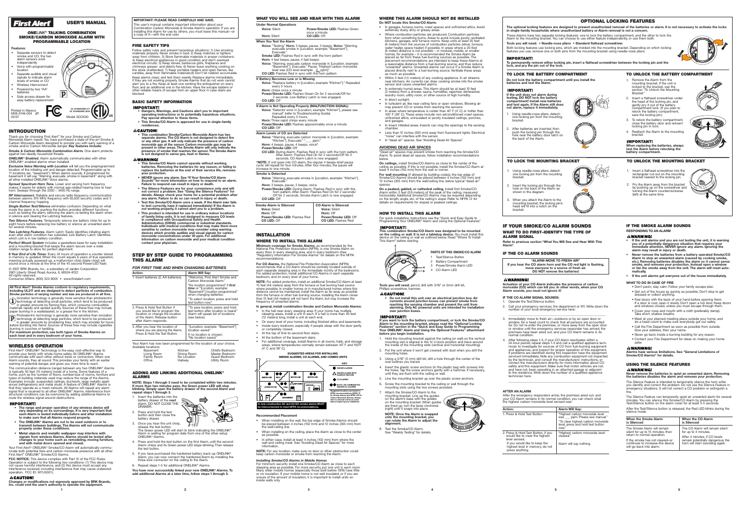# First Alert® USER'S MANUAL

## ONELINK® TALKING COMBINATION SMOKE/CARBON MONOXIDE ALARM WITH PROGRAMMABLE LOCATION

**Features:**

- Separate sensors to detect smoke and CO; the two alarm sensors work independently
- Voice with programmable location
- Separate audible and visual signals to indicate alarm levels of smoke or CO
- Wireless interconnect
- Powered by two "AA" batteries
- Side access drawer for easy battery replacement

Printed in Mexico
M08-0146-004 J1
03/07

UL STANDARD 217
UL STANDARD 2034

Model SCO500

## INTRODUCTION

Thank you for choosing First Alert® for your Smoke and Carbon Monoxide Alarm needs. You have purchased a state-of-the-art Smoke & Carbon Monoxide Alarm designed to provide you with early warning of a smoke and/or Carbon Monoxide danger. *Key features include:*

*Smoke & Carbon Monoxide Combination Alarm.* One alarm protects against two deadly household threats.

*ONELINK® Enabled.* Alarm automatically communicates with other ONELINK® enabled alarms when installed.

*Exclusive Voice Warning with Location* will tell you the preprogrammed location of the initiating unit and danger detected. Programmable up to 11 locations (ex. "Basement"). When alarms sounds, if programmed for basement it will say "Warning, evacuate, smoke in basement" along with all other installed ONELINK® Voice alarms.

*Spread Spectrum Horn Tone.* Lower and varying horn frequency makes it easier for elderly with normal age related hearing loss to hear horn. Sweeps through the 2200 – 3400 Hz range.

*RF Interconnect.* Reliable and secure radio frequency communication between alarms. 915 MHz frequency with 65,000 security codes and 3 channel frequency hopping.

*Single Button Test/Silence* eliminates confusion. Depending on what mode the alarm is in, pushing the button provides different functions such as testing the alarm, silencing the alarm, re-testing the alarm when in silence and clearing the Latching features.

*Two Silence Features.* Temporarily silence low battery chirp for up to eight hours before replacing low battery or silence an unwanted alarm for several minutes.

*Two Latching Features.* Alarm Latch: Easily identifies initiating alarm even after alarm condition has subsided. Low Battery Latch: Identifies which unit is in low battery condition.

*Perfect Mount System* includes a gasketless base for easy installation and a mounting bracket that keeps the alarm secure over a wide rotation range to allow for perfect alignment.

*6 Year End of Life Timer.* Every 24 hours of operation a counter stored in memory is updated. When the count equals 6 years of true operation, meaning actually powered-up, a malfunction chirp (triple chirp) will sound once a minute at the time of the 45 second Power-LED flash.

© 2007 BRK Brands, Inc., a subsidiary of Jarden Corporation.
3901 Liberty Street Road, Aurora, IL 60504-8122
All rights reserved.
Consumer Affairs: (800) 323-9005 • www.firstalert.com

**All First Alert® Smoke Alarms conform to regulatory requirements, including UL217 and are designed to detect particles of combustion. Smoke particles of varying number and size are produced in all fires.**

Ionization technology is generally more sensitive than photoelectric technology at detecting small particles, which tend to be produced in greater amounts by flaming fires, which consume combustible materials rapidly and spread quickly. Sources of these fires may include paper burning in a wastebasket, or a grease fire in the kitchen.

Photoelectric technology is generally more sensitive than ionization technology at detecting large particles, which tend to be produced in greater amounts by smoldering fires, which may smolder for hours before bursting into flame. Sources of these fires may include cigarettes burning in couches or bedding.

**For maximum protection, use both types of Smoke Alarms on each level and in every bedroom of your home.**

## WIRELESS OPERATION

First Alert® ONELINK® Technology is the easy, cost-effective way to provide your family with whole-home safety. All ONELINK® Alarms communicate with each other without wires or connections. When one Alarm sounds, they all sound. This provides your family with an earlier warning of potential danger, and gives you more time to react.

The communication distance (range) between any two ONELINK® Alarms is typically 50 feet (15 meters) inside of a home. Some features of a home, such as the number of floors, number/size of rooms, furniture and types of building materials used may reduce the range of the Alarms. Examples include: suspended ceilings, ductwork, large metallic appliances (refrigerators) and metal studs. A feature of ONELINK® Alarms is that they operate as a mesh network. All Alarms will repeat any alarm signal that is received to all other ONELINK® Alarms. Interference from structural conditions can be overcome by adding additional Alarms to route the wireless signal around obstructions.

### IMPORTANT!

- **The range and proper operation of any wireless device will vary depending on its surroundings. It is very important that each Alarm is tested individually before and after installation to make sure that all Alarms respond properly.**
- **The ONELINK® Alarms are not to be used outdoors or to transmit between buildings. The Alarms will not communicate properly under these conditions.**
- **Metal objects and metallic wallpaper may interfere with signals from wireless Alarms. Alarms should be tested after changes to your home such as remodeling, moving furniture, and with metal doors opened and closed.**

Your First Alert® ONELINK® Smoke/CO Alarm will automatically communicate both potential fires and carbon monoxide presence with all other First Alert® ONELINK® Smoke/CO Alarms.

**FCC NOTICE:** This device complies with Part 15 of the FCC Rules. Operation is subject to the following two conditions: (1) This device may not cause harmful interference, and (2) this device must accept any interference received, including interference that may cause undesired operation. FCC ID: M7U5001L

### ⚠CAUTION!

**Changes or modifications not expressly approved by BRK Brands, Inc. could void the user's authority to operate the equipment.**

**IMPORTANT! PLEASE READ CAREFULLY AND SAVE.**

This user's manual contains important information about your Combination Carbon Monoxide & Smoke Alarm's operation. If you are installing this Alarm for use by others, you must leave this manual—or a copy of it—with the end user.

## FIRE SAFETY TIPS

Follow safety rules and prevent hazardous situations: 1) Use smoking materials properly. Never smoke in bed. 2) Keep matches or lighters away from children; 3) Store flammable materials in proper containers; 4) Keep electrical appliances in good condition and don't overload electrical circuits; 5) Keep stoves, barbecue grills, fireplaces and chimneys grease- and debris-free; 6) Never leave anything cooking on the stove unattended; 7) Keep portable heaters and open flames, like candles, away from flammable materials; 8) Don't let rubbish accumulate.

Keep alarms clean, and test them weekly. Replace alarms immediately if they are not working properly. Smoke Alarms that do not work cannot alert you to a fire. Keep at least one working fire extinguisher on every floor, and an additional one in the kitchen. Have fire escape ladders or other reliable means of escape from an upper floor in case stairs are blocked.

## BASIC SAFETY INFORMATION

### IMPORTANT!

- **Dangers, Warnings, and Cautions alert you to important operating instructions or to potentially hazardous situations. Pay special attention to these items.**
- **This Smoke/CO Alarm is approved for use in single-family residences.**

### ⚠CAUTION!

- **This combination Smoke/Carbon Monoxide Alarm has two separate alarms. The CO Alarm is not designed to detect fire or any other gas. It will only indicate the presence of carbon monoxide gas at the sensor. Carbon monoxide gas may be present in other areas. The Smoke Alarm will only indicate the presence of smoke that reaches the sensor. The Smoke Alarm is not designed to sense gas, heat or flames.**

### ⚠WARNING!

- **This Smoke/CO Alarm cannot operate without working batteries. Removing the batteries for any reason, or failing to replace the batteries at the end of their service life, removes your protection.**
- **NEVER ignore any alarm. See "If Your Smoke/CO Alarm Sounds" for more information on how to respond to an alarm. Failure to respond can result in injury or death.**
- **The Silence Features are for your convenience only and will not correct a problem. See "Using the Silence Features" for details. Always check your home for a potential problem after any alarm. Failure to do so can result in injury or death.**
- **Test this Smoke/CO Alarm once a week. If the Alarm ever fails to test correctly, have it replaced immediately! If the Alarm is not working properly, it cannot alert you to a problem.**
- **This product is intended for use in ordinary indoor locations of family living units. It is not designed to measure CO levels in compliance with Occupational Safety and Health Administration (OSHA) commercial or industrial standards. Individuals with medical conditions that may make them more sensitive to carbon monoxide may consider using warning devices which provide audible and visual signals for carbon monoxide concentrations under 30 ppm. For additional information on carbon monoxide and your medical condition contact your physician.**

## STEP BY STEP GUIDE TO PROGRAMMING THIS ALARM

### FOR FIRST TIME AND WHEN CHANGING BATTERIES

| Action: | Alarm Will Say: |
|---|---|
| 1. Insert batteries (2, AA batteries). | "Welcome, First Alert Smoke and Carbon Monoxide Alarm." "No location programmed" if **first time** or "[Location, example: "Basement"] location programmed" when changing batteries. "To select location, press and hold test button now." |
| 2. Press & Hold Test Button if you would like to program a location or change the location of the Alarm. Release button after Alarm responds. | "To save location, press and hold test button after location is heard." Alarm will speak list of locations (see below). |
| 3. After you hear the location of where you are placing the Alarm, Press & Hold the Test Button. | "[Location, example: "Basement"] location saved" If no location is chosen: "No location saved". |

Your Alarm has now been programmed for the location of your choice. Available locations:

| | | |
|---|---|---|
| Basement | Kitchen | Child's Bedroom |
| Living Room | Dining Room | Master Bedroom |
| Family Room | No Location | Guest Bedroom |
| Office | Hallway | Utility Room |

## ADDING AND LINKING ADDITIONAL ONELINK® ALARMS

**NOTE: Steps 1 through 3 need to be completed within two minutes. If more than two minutes pass, the Green power LED will stop blinking. Simply open the battery drawer of the second Alarm and repeat steps 1 through 3.**

1. Insert the batteries into the battery drawer of the **next** Alarm. DO NOT CLOSE THE DRAWER.
2. Press and hold the test button and then close the battery drawer.
3. Once you hear the unit chirp, release the test button. The Green power LED will start to blink indicating the ONELINK® Alarm is waiting for program data from one of the other setup ONELINK® Alarms.
4. Press and hold the test button on the first Alarm, until the second Alarm chirps and its Green power LED stops blinking. Then release the test button.
5. If you have purchased the hardwired battery back-up ONELINK® Alarm, you can now connect the hardwired Alarm by installing the three-wire connector on the harness to the Alarm.
6. Repeat steps 1-5 for additional ONELINK® Alarms.

**You have now successfully linked your new ONELINK® Alarms. To add additional Alarms at a later time, follow steps 1 through 5.**

## WHAT YOU WILL SEE AND HEAR WITH THIS ALARM

**Under Normal Operations**

| | |
|---|---|
| **Voice:** Silent | **Power/Smoke LED:** Flashes Green once a minute |
| **Horn:** Silent | **CO LED:** Off |

**When You Test the Alarm**

**Voice:** "Testing." **Horn:** 3 beeps, pause, 3 beeps; **Voice:** "Warning, evacuate smoke in [Location, example: "Basement"]. Evacuate."
**Smoke LED:** Flashes Red in sync with the horn pattern
**Horn:** 4 fast beeps, pause, 4 fast beeps;
**Voice:** "Warning, evacuate carbon monoxide in [Location, example: "Basement"]. Evacuate." Pause. "Highest carbon monoxide level was [CO level example: _0_ ppm]".
**CO LED:** Flashes Red in sync with the horn pattern

**If Battery Becomes Low or is Missing**

**Voice:** "Replace battery in [Location, example "Kitchen"]." Repeated every 5 hours
**Horn:** chirps once a minute
**Power/Smoke LED:** Flashes Green On for 2 seconds/Off for 2 seconds. Low Battery Latch is now engaged.
**CO LED:** Off

**If Alarm is Not Operating Properly (MALFUNCTION SIGNAL)**

**Voice:** "Detector error in [Location, example "Kitchen"], please see manual" (refer to Troubleshooting Guide). Repeated every 5 hours.
**Horn:** Three rapid chirps every minute
**Power/Smoke LED:** Flashes approximately once a minute
**CO LED:** Off

**Alarm Levels of CO are Detected**

**Voice:** "Warning, evacuate carbon monoxide in [Location, example: "Kitchen"]. Evacuate." "_____ ppm."
**Horn:** 4 beeps, pause, 4 beeps, voice*
**Power/Smoke LED:** Off
**CO LED:** During Alarm: Flashes Red in sync with the horn pattern. After Alarm: Flashes Red On for 2 seconds/Off for 2 seconds. CO Alarm Latch is now engaged.

**\*NOTE:** If unit goes into CO alarm, the regular 4 beeps-brief pause cycle will repeat for four minutes. After four minutes, the pause will increase to one minute.

**Smoke is Detected**

**Voice:** "Warning, evacuate smoke in [Location, example: "Kitchen"]. Evacuate."
**Horn:** 3 beeps, pause, 3 beeps, voice
**Power/Smoke LED:** During Alarm: Flashes Red in sync with the horn pattern. After Alarm: Flashes Red On for 2 seconds/Off for 2 seconds. Smoke Alarm Latch is now engaged.
**CO LED:** Off

| Smoke Alarm is Silenced | CO Alarm is Silenced |
|---|---|
| **Voice:** Silent | **Voice:** Silent |
| **Horn:** Off | **Horn:** Off |
| **Power/Smoke LED:** Flashes Red | **Power/Smoke LED:** Off |
| **CO LED:** Off | **CO LED:** Flashes Red |

## INSTALLATION

### WHERE TO INSTALL THIS ALARM

**Minimum coverage for Smoke Alarms**, as recommended by the National Fire Protection Association (NFPA), is one Smoke Alarm on every floor, in every sleeping area, and in every bedroom (See "Regulatory Information For Smoke Alarms" for details on the NFPA recommendations).

**For CO Alarms,** the National Fire Protection Association (NFPA) recommends that a CO Alarm should be centrally located outside of each separate sleeping area in the immediate vicinity of the bedrooms. For added protection, install additional CO Alarms in each separate bedroom, and on every level of your home.

**NOTE:** For added protection, install an additional Smoke/CO Alarm at least 15 feet (4.6 meters) away from the furnace or fuel burning heat source where possible. In smaller homes or in manufactured homes where this distance cannot be maintained, install the Alarm as far away as possible from the furnace or other fuel burning source. Installing the Alarm closer than 15 feet (4.6 meters) will not harm the Alarm, but may increase the frequency of unwanted alarms.

**In general, install combination Smoke and Carbon Monoxide Alarms:**

- In the hall near every sleeping area. If your home has multiple sleeping areas, install a unit in each. If a hall is more than 40 feet (12 meters) long, install a unit at each end.
- On every level of your home, including finished attics and basements.
- Inside every bedroom, especially if people sleep with the door partly or completely closed.
- At the top of first-to-second floor stairs.
- At the bottom of the basement stairs.
- For additional coverage, install Alarms in all rooms, halls, and storage areas, where temperatures normally remain between 40° F and 100°F (4° C and 38° C).

**SUGGESTED AREAS FOR INSTALLING SMOKE ALARMS, CO ALARMS, AND COMBO UNITS**

KEY: SMOKE ALARMS; SMOKE ALARM WITH SILENCE FEATURE; CO ALARMS; BOTH, OR COMBINATION SMOKE/CO ALARMS

Suggested locations are based on NFPA recommendations (NFPA 72 for Smoke Alarms and NFPA 720 for Carbon Monoxide Alarms). Always refer to national and local codes before beginning any installation.

**In new construction AC and AC/DC smoke alarms MUST be interconnected to meet NFPA recommendations.**

**Recommended Placement**

- When installing on the wall, the top edge of Smoke Alarms should be placed between 4 inches (102 mm) and 12 inches (305 mm) from the wall/ceiling line.
- When installing on the ceiling, place the Alarm as close to the center as possible.
- In either case, install at least 4 inches (102 mm) from where the wall and ceiling meet. See "Avoiding Dead Air Spaces" for more information.

**NOTE:** For any location, make sure no door or other obstruction could keep carbon monoxide or smoke from reaching the Alarm.

*Installing Smoke/CO Alarms in Mobile Homes*

For minimum security install one Smoke/CO Alarm as close to each sleeping area as possible. For more security, put one unit in each room. Many older mobile homes (especially those built before 1978) have little or no insulation. If your mobile home is not well insulated, or if you are unsure of the amount of insulation, it is important to install units on inside walls only.

### WHERE THIS ALARM SHOULD NOT BE INSTALLED

**Do NOT locate this Smoke/CO Alarm:**

- In garages, furnace rooms, crawl spaces and unfinished attics. Avoid extremely dusty, dirty or greasy areas.
- Where combustion particles are produced. Combustion particles form when something burns. Areas to avoid include poorly ventilated kitchens, garages, and furnace rooms. Keep units at least 20 feet (6 meters) from the sources of combustion particles (stove, furnace, water heater, space heater) if possible. In areas where a 20-foot (6 meter) distance is not possible – in modular, mobile, or smaller homes, for example – it is recommended the Smoke Alarm be placed as far from these fuel-burning sources as possible. The placement recommendations are intended to keep these Alarms at a reasonable distance from a fuel-burning source, and thus reduce "unwanted" alarms. Unwanted alarms can occur if a Smoke Alarm is placed directly next to a fuel-burning source. Ventilate these areas as much as possible.
- Within 5 feet (1.5 meters) of any cooking appliance. In air streams near kitchens. Air currents can draw cooking smoke into the smoke sensor and cause unwanted alarms.
- In extremely humid areas. This Alarm should be at least 10 feet (3 meters) from a shower, sauna, humidifier, vaporizer, dishwasher, laundry room, utility room, or other source of high humidity.
- In direct sunlight.
- In turbulent air, like near ceiling fans or open windows. Blowing air may prevent CO or smoke from reaching the sensors.
- In areas where temperature is colder than 40° F (4° C) or hotter than 100° F (38° C). These areas include non-airconditioned crawl spaces, unfinished attics, uninsulated or poorly insulated ceilings, porches, and garages.
- In insect infested areas. Insects can clog the openings to the sensing chamber.
- Less than 12 inches (305 mm) away from fluorescent lights. Electrical "noise" can interfere with the sensor.
- In "dead air" spaces. See "Avoiding Dead Air Spaces".

### AVOIDING DEAD AIR SPACES

"Dead air" spaces may prevent smoke from reaching the Smoke/CO Alarm. To avoid dead air spaces, follow installation recommendations below.

**On ceilings,** install Smoke/CO Alarms as close to the center of the ceiling as possible. If this is not possible, install the Smoke/CO Alarm at least 4 inches (102 mm) from the wall or corner.

**For wall mounting** (if allowed by building codes), the top edge of Smoke/CO Alarms should be placed between 4 inches (102 mm) and 12 inches (305 mm) from the wall/ceiling line, below typical "dead air" spaces.

**On a peaked, gabled, or cathedral ceiling,** install first Smoke/CO Alarm within 3 feet (0.9 meters) of the peak of the ceiling, measured horizontally. Additional Smoke/CO Alarms may be required depending on the length, angle, etc. of the ceiling's slope. Refer to NFPA 72 for details on requirements for sloped or peaked ceilings.

## HOW TO INSTALL THIS ALARM

For quick installation instructions see the "Quick and Easy Guide to Programming Your ONELINK® Alarm and Using the Optional Features".

### IMPORTANT!

**This combination Smoke/CO Alarm was designed to be mounted on the ceiling or wall. It is not a tabletop device.** You must install this device on the ceiling or wall as outlined below. Read "Where To Install This Alarm" before starting.

**PARTS OF THIS SMOKE/CO ALARM**

1. Test/Silence Button
2. Battery Compartment
3. Power/Smoke Alarm LED
4. CO Alarm LED

**Tools you will need:** pencil, drill with 3/16" or 5mm drill bit, Phillips screwdriver, hammer.

### ⚠CAUTION!

- **Do not install this unit over an electrical junction box. Air currents around junction boxes can prevent smoke from reaching the sensing chamber and prevent the unit from alarming. Only AC powered units are intended for installation over junction boxes.**

### IMPORTANT!

**If you want to lock the battery compartment, or lock the Smoke/CO Alarm to the mounting bracket, please read the "Optional Locking Features" section in the "Quick and Easy Guide to Programming Your ONELINK® Alarm and Using the Optional Features" before you begin installation.**

1. Hold the mounting bracket against the ceiling (or wall) so the vertical mounting slot is aligned in the 12 o'clock position and trace around the inside of the mounting slots (vertical and horizontal mounting).
2. Put the unit where it won't get covered with dust when you drill the mounting holes.
3. Using a 3/16" (5 mm) drill bit, drill a hole through the center of the oval outlines you traced.
4. Insert the plastic screw anchors (in the plastic bag with screws) into the holes. Tap the screw anchors gently with a hammer, if necessary, until they are flush with the ceiling or wall.
5. Line the mounting bracket up over the plastic screw anchors.
6. Screw the mounting bracket to the ceiling or wall through the mounting slots using the two screws provided.
7. Attach the Smoke/CO Alarm to the mounting bracket. Line up the guides on the alarm's base with the guides on the mounting bracket. When guides are lined up, turn the base clockwise (right) until it snaps into place.

   **NOTE: Once the Alarm is snapped onto the mounting bracket, you can rotate the Alarm to adjust the alignment.**
8. Test the Smoke/CO Alarm. See "Weekly Testing" for details.

## OPTIONAL LOCKING FEATURES

**The optional locking features are designed to prevent unauthorized removal of the batteries or alarm. It is not necessary to activate the locks in single-family households where unauthorized battery or Alarm removal is not a concern.**

These Alarms have two separate locking features: one to lock the battery compartment, and the other to lock the Alarm to the mounting bracket. You can choose to use either feature independently, or use them both.

**Tools you will need:** • **Needle-nose pliers** • **Standard flathead screwdriver.**

Both locking features use locking pins, which are molded into the mounting bracket. Depending on which locking features you use, remove one or both pins from the mounting bracket using needle-nose pliers.

### IMPORTANT!

**To permanently remove either locking pin, insert a flathead screwdriver between the locking pin and the lock, and pry the pin out of the lock.**

### TO LOCK THE BATTERY COMPARTMENT

**Do not lock the battery compartment until you install the batteries and test the Alarm.**

### IMPORTANT!

**If the unit does not alarm during testing, DO NOT lock the battery compartment! Install new batteries and test again. If the Alarm still does not alarm, replace it immediately.**

1. Using needle-nose pliers, detach one locking pin from the mounting bracket.
2. After the batteries are inserted, then push the locking pin through the hole near the battery door latch on the back of the Alarm.

### TO UNLOCK THE BATTERY COMPARTMENT

1. Remove the Alarm from the mounting bracket. If the unit is locked to the bracket, see the section "To Unlock the Mounting Bracket".
2. Insert a flathead screwdriver under the head of the locking pin, and gently pry it out of the battery compartment lock. (If you plan to relock the battery compartment, save the locking pin.)
3. To relock the battery compartment, close the battery door and reinsert locking pin in lock.
4. Reattach the Alarm to the mounting bracket.

### IMPORTANT!

**When replacing the batteries, always test the Alarm before relocking the battery compartment.**

### TO LOCK THE MOUNTING BRACKET

1. Using needle-nose pliers, detach one locking pin from the mounting bracket.
2. Insert the locking pin through the hole on the back of the Alarm as shown in the diagram.
3. When you attach the Alarm to the mounting bracket, the locking pin's head will fit into a notch on the bracket.

### TO UNLOCK THE MOUNTING BRACKET

1. Insert a flathead screwdriver into the rectangular cut-out on the mounting bracket nearest to the locking pin.
2. Pry the Alarm away from the bracket by pushing up on the screwdriver and turning the Alarm counterclockwise (left) at the same time.

## IF YOUR SMOKE/CO ALARM SOUNDS

### WHAT TO DO FIRST–IDENTIFY THE TYPE OF ALARM SIGNAL

**Refer to previous section "What You Will See and Hear With This Alarm".**

### IF THE CO ALARM SOUNDS

**"ALARM-MOVE TO FRESH AIR"**
**If you hear the CO alarm horn and the CO red light is flashing, move everyone to a source of fresh air. DO NOT remove the batteries!**

### ⚠WARNING!

**Actuation of your CO Alarm indicates the presence of carbon monoxide (CO) which can kill you. In other words, when your CO Alarm sounds, you must not ignore it!**

**IF THE CO ALARM SIGNAL SOUNDS:**

1. Operate the Test/Silence button;
2. Call your emergency services, fire department or 911. Write down the number of your local emergency service here:

   ______________________
3. Immediately move to fresh air—outdoors or by an open door or window. Do a head count to check that all persons are accounted for. Do not re-enter the premises, or move away from the open door or window until the emergency services responder has arrived, the premises have been aired out, and your CO Alarm remains in its normal condition.
4. After following steps 1-3, if your CO Alarm reactivates within a 24-hour period, repeat steps 1-3 and call a qualified appliance technician to investigate for sources of CO from fuel-burning equipment and appliances, and inspect for proper operation of this equipment. If problems are identified during this inspection have the equipment serviced immediately. Note any combustion equipment not inspected by the technician, and consult the manufacturers' instructions, or contact the manufacturers directly, for more information about CO safety and this equipment. Make sure that motor vehicles are not, and have not, been operating in an attached garage or adjacent to the residence. Write down the number of a qualified appliance technician here:

   ______________________

**AFTER AN ALARM**

After the emergency responders arrive, the premises aired out, and your CO Alarm remains in its normal condition, you can check what the highest carbon monoxide level sensed was:

| Action: | Alarm Will Say: |
|---|---|
| 1. Press & Hold Test Button | "Highest carbon monoxide level was ___ ppm. Please see manual." "To clear highest carbon monoxide level, press and hold test button now." |
| 2. Press & Hold Test Button, if you would like to clear the highest level sensed. If you would like to keep the highest level in memory, do not press anything. | "Highest carbon monoxide level cleared." Alarm will say nothing. |

## IF THE SMOKE ALARM SOUNDS

**RESPONDING TO AN ALARM**

### ⚠WARNING!

- **If the unit alarms and you are not testing the unit, it is warning you of a potentially dangerous situation that requires your immediate attention. NEVER ignore any alarm. Ignoring the alarm may result in injury or death.**
- **Never remove the batteries from a battery operated Smoke/CO Alarm to stop an unwanted alarm (caused by cooking smoke, etc.). Removing batteries disables the alarm so it cannot sense smoke, and removes your protection. Instead open a window or fan the smoke away from the unit. The alarm will reset automatically.**
- **If the unit alarms get everyone out of the house immediately.**

**WHAT TO DO IN CASE OF FIRE**

- Don't panic; stay calm. Follow your family escape plan.
- Get out of the house as quickly as possible. Don't stop to get dressed or collect anything.
- Feel doors with the back of your hand before opening them. If a door is cool, open it slowly. Don't open a hot door. Keep doors and windows closed, unless you must escape through them.
- Cover your nose and mouth with a cloth (preferably damp). Take short, shallow breaths.
- Meet at your planned meeting place outside your home, and do a head count to make sure everybody got out safely.
- Call the Fire Department as soon as possible from outside. Give your address, then your name.
- Never go back inside a burning building for any reason.
- Contact your Fire Department for ideas on making your home safer.

### ⚠WARNING!

**Alarms have various limitations. See "General Limitations of Smoke/CO Alarms" for details.**

## USING THE SILENCE FEATURES

### ⚠WARNING!

**Never remove the batteries to silence an unwanted alarm. Removing the batteries disables the alarm and removes your protection.**

The Silence Feature is intended to temporarily silence the horn while you identify and correct the problem. Do not use the Silence Feature in emergency situations. It will not correct a CO problem or extinguish a fire.

The Silence Feature can temporarily quiet an unwanted alarm for several minutes. You can silence this Smoke/CO Alarm by pressing the Test/Silence button on the alarm cover for at least 3-5 seconds.

After the Test/Silence button is released, the Red LED blinks during the silence mode.

| When the Smoke Alarm is Silenced | When the CO Alarm is Silenced |
|---|---|
| The Smoke Alarm will remain silent for up to 15 minutes, then return to normal operation. If smoke has not cleared–or continues to increase–the device will go back into alarm. | The CO Alarm will remain silent for up to 4 minutes. After 4 minutes, if CO levels remain potentially dangerous the horn will start sounding again. |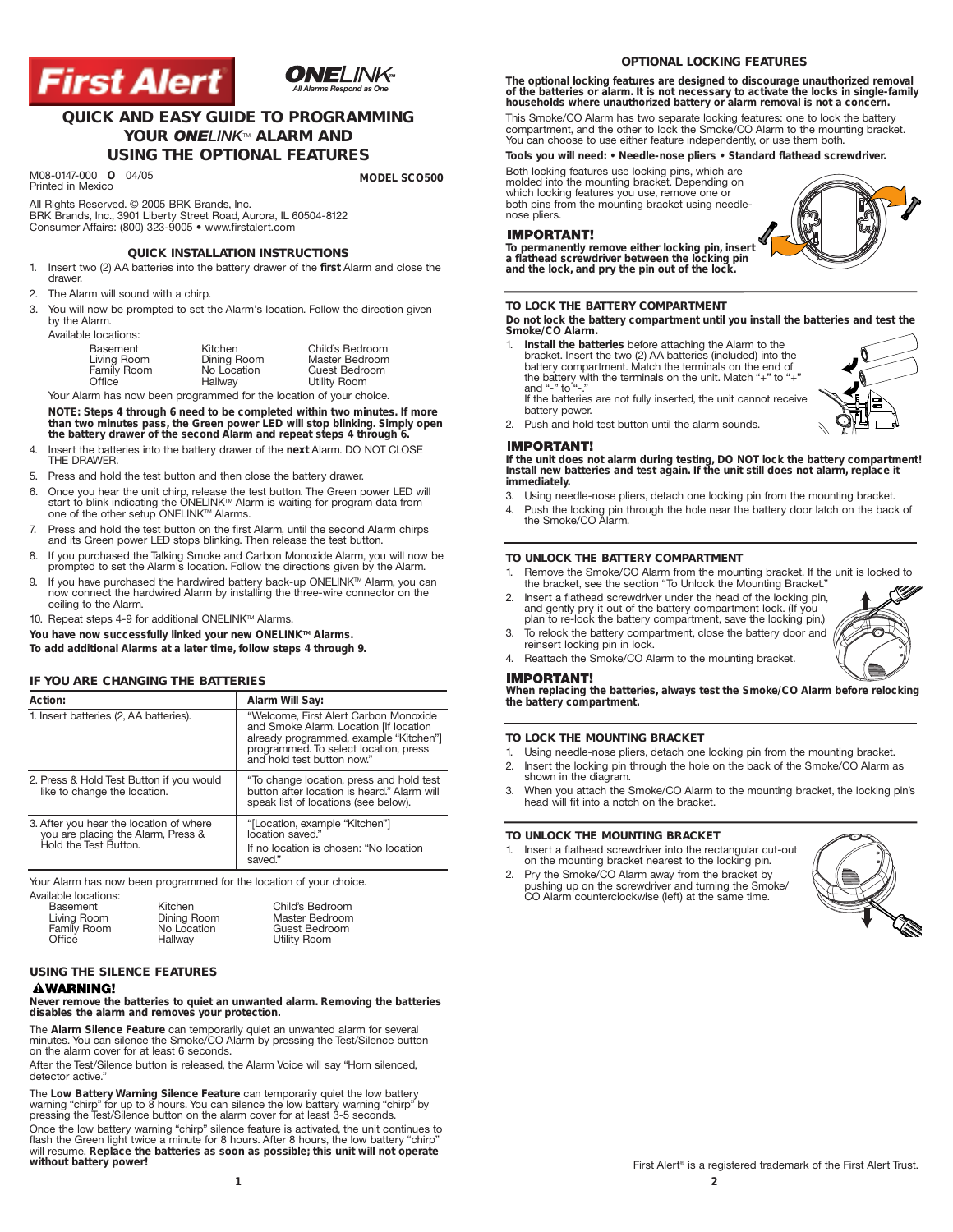# First Alert ONELINK

All Alarms Respond as One

# QUICK AND EASY GUIDE TO PROGRAMMING YOUR ONELINK™ ALARM AND USING THE OPTIONAL FEATURES

M08-0147-000 **O** 04/05
Printed in Mexico

**MODEL SCO500**

All Rights Reserved. © 2005 BRK Brands, Inc.
BRK Brands, Inc., 3901 Liberty Street Road, Aurora, IL 60504-8122
Consumer Affairs: (800) 323-9005 • www.firstalert.com

## QUICK INSTALLATION INSTRUCTIONS

1. Insert two (2) AA batteries into the battery drawer of the **first** Alarm and close the drawer.
2. The Alarm will sound with a chirp.
3. You will now be prompted to set the Alarm's location. Follow the direction given by the Alarm.

   Available locations:

   | | | |
   |---|---|---|
   | Basement | Kitchen | Child's Bedroom |
   | Living Room | Dining Room | Master Bedroom |
   | Family Room | No Location | Guest Bedroom |
   | Office | Hallway | Utility Room |

   Your Alarm has now been programmed for the location of your choice.

   **NOTE: Steps 4 through 6 need to be completed within two minutes. If more than two minutes pass, the Green power LED will stop blinking. Simply open the battery drawer of the second Alarm and repeat steps 4 through 6.**
4. Insert the batteries into the battery drawer of the **next** Alarm. DO NOT CLOSE THE DRAWER.
5. Press and hold the test button and then close the battery drawer.
6. Once you hear the unit chirp, release the test button. The Green power LED will start to blink indicating the ONELINK™ Alarm is waiting for program data from one of the other setup ONELINK™ Alarms.
7. Press and hold the test button on the first Alarm, until the second Alarm chirps and its Green power LED stops blinking. Then release the test button.
8. If you purchased the Talking Smoke and Carbon Monoxide Alarm, you will now be prompted to set the Alarm's location. Follow the directions given by the Alarm.
9. If you have purchased the hardwired battery back-up ONELINK™ Alarm, you can now connect the hardwired Alarm by installing the three-wire connector on the ceiling to the Alarm.
10. Repeat steps 4-9 for additional ONELINK™ Alarms.

**You have now successfully linked your new ONELINK™ Alarms.**
**To add additional Alarms at a later time, follow steps 4 through 9.**

## IF YOU ARE CHANGING THE BATTERIES

| Action: | Alarm Will Say: |
|---|---|
| 1. Insert batteries (2, AA batteries). | "Welcome, First Alert Carbon Monoxide and Smoke Alarm. Location [If location already programmed, example "Kitchen"] programmed. To select location, press and hold test button now." |
| 2. Press & Hold Test Button if you would like to change the location. | "To change location, press and hold test button after location is heard." Alarm will speak list of locations (see below). |
| 3. After you hear the location of where you are placing the Alarm, Press & Hold the Test Button. | "[Location, example "Kitchen"] location saved." If no location is chosen: "No location saved." |

Your Alarm has now been programmed for the location of your choice.

Available locations:

| | | |
|---|---|---|
| Basement | Kitchen | Child's Bedroom |
| Living Room | Dining Room | Master Bedroom |
| Family Room | No Location | Guest Bedroom |
| Office | Hallway | Utility Room |

## USING THE SILENCE FEATURES

**⚠WARNING!**

**Never remove the batteries to quiet an unwanted alarm. Removing the batteries disables the alarm and removes your protection.**

The **Alarm Silence Feature** can temporarily quiet an unwanted alarm for several minutes. You can silence the Smoke/CO Alarm by pressing the Test/Silence button on the alarm cover for at least 6 seconds.

After the Test/Silence button is released, the Alarm Voice will say "Horn silenced, detector active."

The **Low Battery Warning Silence Feature** can temporarily quiet the low battery warning "chirp" for up to 8 hours. You can silence the low battery warning "chirp" by pressing the Test/Silence button on the alarm cover for at least 3-5 seconds.

Once the low battery warning "chirp" silence feature is activated, the unit continues to flash the Green light twice a minute for 8 hours. After 8 hours, the low battery "chirp" will resume. **Replace the batteries as soon as possible; this unit will not operate without battery power!**

## OPTIONAL LOCKING FEATURES

**The optional locking features are designed to discourage unauthorized removal of the batteries or alarm. It is not necessary to activate the locks in single-family households where unauthorized battery or alarm removal is not a concern.**

This Smoke/CO Alarm has two separate locking features: one to lock the battery compartment, and the other to lock the Smoke/CO Alarm to the mounting bracket. You can choose to use either feature independently, or use them both.

**Tools you will need: • Needle-nose pliers • Standard flathead screwdriver.**

Both locking features use locking pins, which are molded into the mounting bracket. Depending on which locking features you use, remove one or both pins from the mounting bracket using needle-nose pliers.

**IMPORTANT!**

**To permanently remove either locking pin, insert a flathead screwdriver between the locking pin and the lock, and pry the pin out of the lock.**

### TO LOCK THE BATTERY COMPARTMENT

**Do not lock the battery compartment until you install the batteries and test the Smoke/CO Alarm.**

1. **Install the batteries** before attaching the Alarm to the bracket. Insert the two (2) AA batteries (included) into the battery compartment. Match the terminals on the end of the battery with the terminals on the unit. Match "+" to "+" and "-" to "-".
   If the batteries are not fully inserted, the unit cannot receive battery power.
2. Push and hold test button until the alarm sounds.

**IMPORTANT!**

**If the unit does not alarm during testing, DO NOT lock the battery compartment! Install new batteries and test again. If the unit still does not alarm, replace it immediately.**

3. Using needle-nose pliers, detach one locking pin from the mounting bracket.
4. Push the locking pin through the hole near the battery door latch on the back of the Smoke/CO Alarm.

### TO UNLOCK THE BATTERY COMPARTMENT

1. Remove the Smoke/CO Alarm from the mounting bracket. If the unit is locked to the bracket, see the section "To Unlock the Mounting Bracket."
2. Insert a flathead screwdriver under the head of the locking pin, and gently pry it out of the battery compartment lock. (If you plan to re-lock the battery compartment, save the locking pin.)
3. To relock the battery compartment, close the battery door and reinsert locking pin in lock.
4. Reattach the Smoke/CO Alarm to the mounting bracket.

**IMPORTANT!**

**When replacing the batteries, always test the Smoke/CO Alarm before relocking the battery compartment.**

### TO LOCK THE MOUNTING BRACKET

1. Using needle-nose pliers, detach one locking pin from the mounting bracket.
2. Insert the locking pin through the hole on the back of the Smoke/CO Alarm as shown in the diagram.
3. When you attach the Smoke/CO Alarm to the mounting bracket, the locking pin's head will fit into a notch on the bracket.

### TO UNLOCK THE MOUNTING BRACKET

1. Insert a flathead screwdriver into the rectangular cut-out on the mounting bracket nearest to the locking pin.
2. Pry the Smoke/CO Alarm away from the bracket by pushing up on the screwdriver and turning the Smoke/CO Alarm counterclockwise (left) at the same time.

First Alert® is a registered trademark of the First Alert Trust.